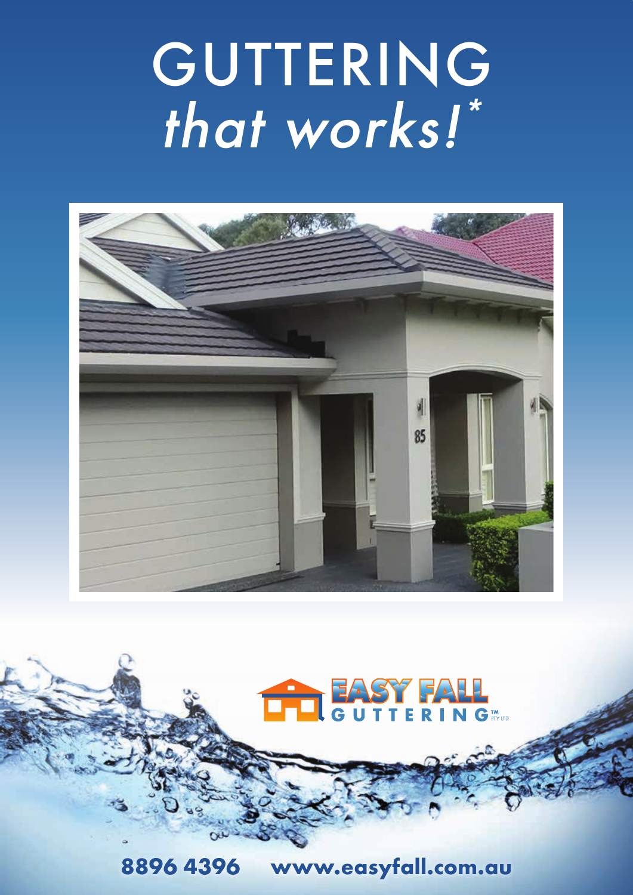# GUTTERING *that works!*\*

EASY FALL GUTTERING™ PTY LTD

**8896 4396** **www.easyfall.com.au**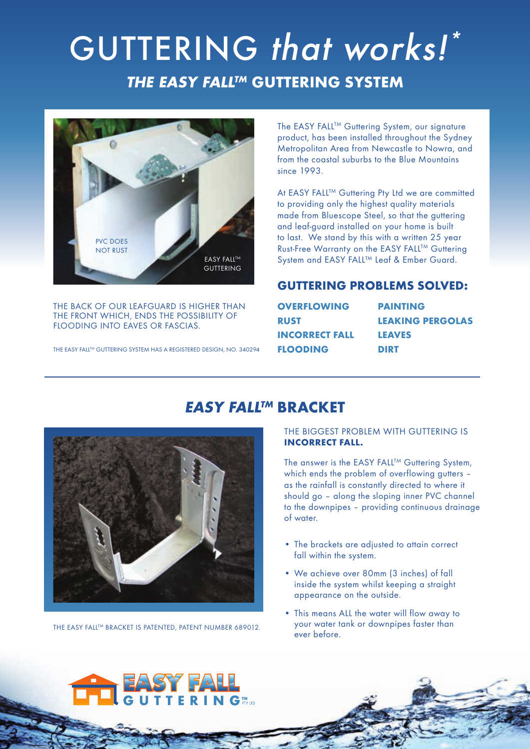# GUTTERING *that works!**

## *THE EASY FALL™* GUTTERING SYSTEM

PVC DOES NOT RUST

EASY FALL™ GUTTERING

THE BACK OF OUR LEAFGUARD IS HIGHER THAN THE FRONT WHICH, ENDS THE POSSIBILITY OF FLOODING INTO EAVES OR FASCIAS.

THE EASY FALL™ GUTTERING SYSTEM HAS A REGISTERED DESIGN, NO. 340294

The EASY FALL™ Guttering System, our signature product, has been installed throughout the Sydney Metropolitan Area from Newcastle to Nowra, and from the coastal suburbs to the Blue Mountains since 1993.

At EASY FALL™ Guttering Pty Ltd we are committed to providing only the highest quality materials made from Bluescope Steel, so that the guttering and leaf-guard installed on your home is built to last. We stand by this with a written 25 year Rust-Free Warranty on the EASY FALL™ Guttering System and EASY FALL™ Leaf & Ember Guard.

### GUTTERING PROBLEMS SOLVED:

**OVERFLOWING**
**RUST**
**INCORRECT FALL**
**FLOODING**
**PAINTING**
**LEAKING PERGOLAS**
**LEAVES**
**DIRT**

## *EASY FALL™* BRACKET

THE EASY FALL™ BRACKET IS PATENTED, PATENT NUMBER 689012.

THE BIGGEST PROBLEM WITH GUTTERING IS **INCORRECT FALL.**

The answer is the EASY FALL™ Guttering System, which ends the problem of overflowing gutters – as the rainfall is constantly directed to where it should go – along the sloping inner PVC channel to the downpipes – providing continuous drainage of water.

- The brackets are adjusted to attain correct fall within the system.
- We achieve over 80mm (3 inches) of fall inside the system whilst keeping a straight appearance on the outside.
- This means ALL the water will flow away to your water tank or downpipes faster than ever before.

EASY FALL GUTTERING™ PTY LTD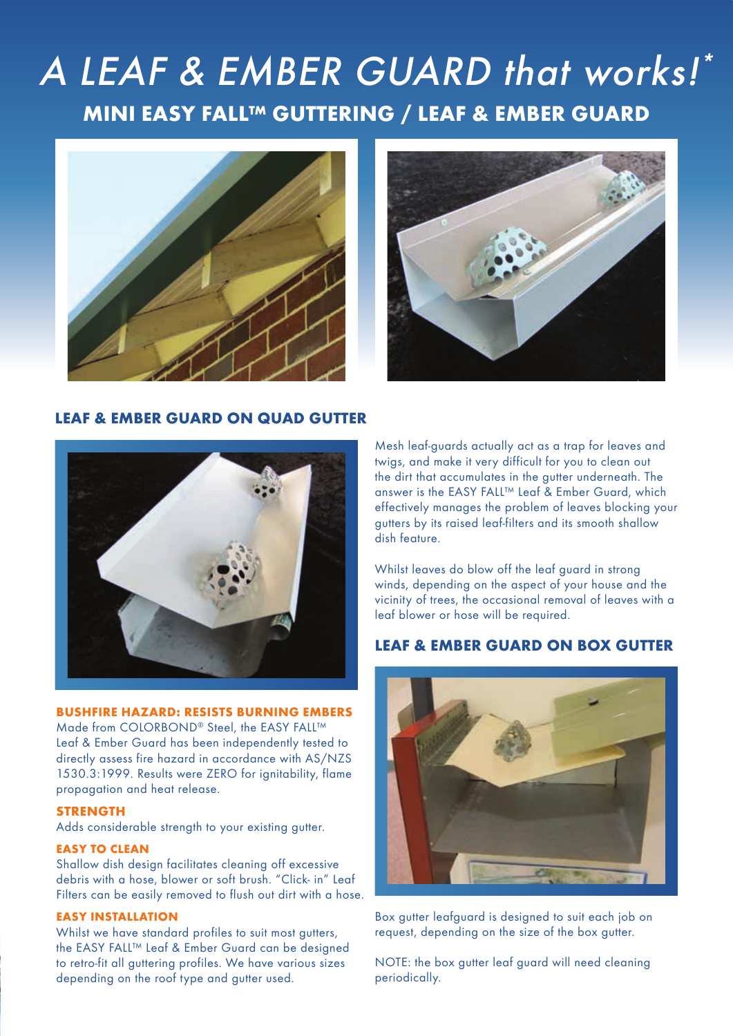# *A LEAF & EMBER GUARD that works!\**

## MINI EASY FALL™ GUTTERING / LEAF & EMBER GUARD

### LEAF & EMBER GUARD ON QUAD GUTTER

Mesh leaf-guards actually act as a trap for leaves and twigs, and make it very difficult for you to clean out the dirt that accumulates in the gutter underneath. The answer is the EASY FALL™ Leaf & Ember Guard, which effectively manages the problem of leaves blocking your gutters by its raised leaf-filters and its smooth shallow dish feature.

Whilst leaves do blow off the leaf guard in strong winds, depending on the aspect of your house and the vicinity of trees, the occasional removal of leaves with a leaf blower or hose will be required.

#### BUSHFIRE HAZARD: RESISTS BURNING EMBERS

Made from COLORBOND® Steel, the EASY FALL™ Leaf & Ember Guard has been independently tested to directly assess fire hazard in accordance with AS/NZS 1530.3:1999. Results were ZERO for ignitability, flame propagation and heat release.

#### STRENGTH

Adds considerable strength to your existing gutter.

#### EASY TO CLEAN

Shallow dish design facilitates cleaning off excessive debris with a hose, blower or soft brush. "Click- in" Leaf Filters can be easily removed to flush out dirt with a hose.

#### EASY INSTALLATION

Whilst we have standard profiles to suit most gutters, the EASY FALL™ Leaf & Ember Guard can be designed to retro-fit all guttering profiles. We have various sizes depending on the roof type and gutter used.

### LEAF & EMBER GUARD ON BOX GUTTER

Box gutter leafguard is designed to suit each job on request, depending on the size of the box gutter.

NOTE: the box gutter leaf guard will need cleaning periodically.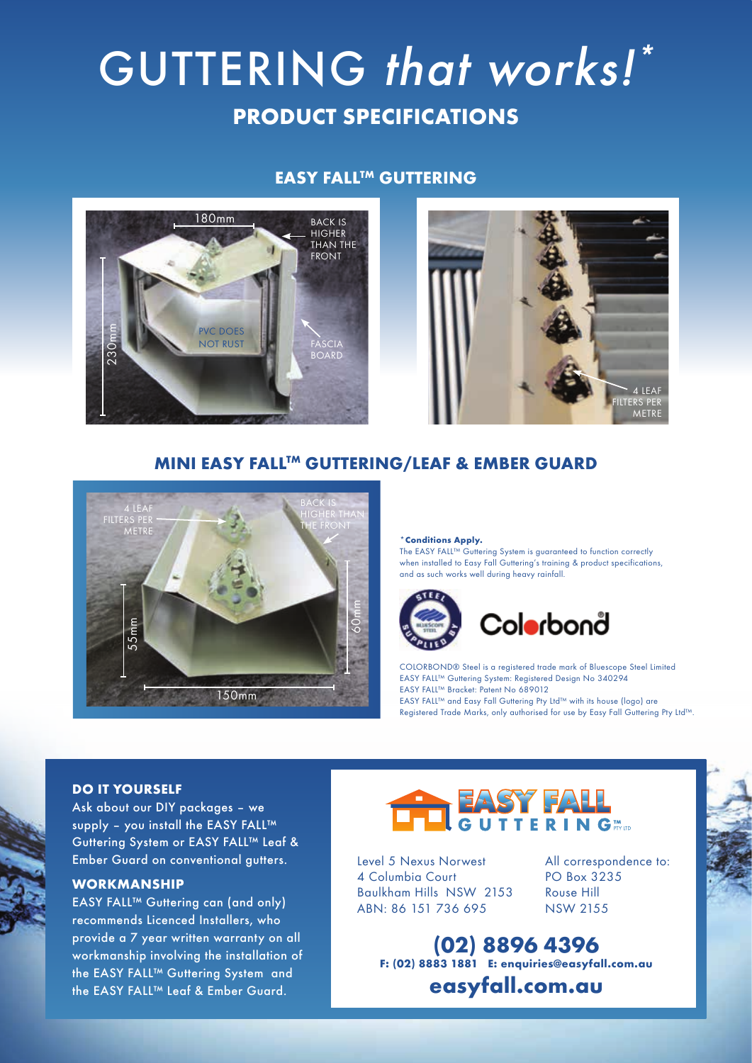# GUTTERING *that works!*\*

## PRODUCT SPECIFICATIONS

### EASY FALL™ GUTTERING

180mm

BACK IS HIGHER THAN THE FRONT

230mm

PVC DOES NOT RUST

FASCIA BOARD

4 LEAF FILTERS PER METRE

### MINI EASY FALL™ GUTTERING/LEAF & EMBER GUARD

4 LEAF FILTERS PER METRE

BACK IS HIGHER THAN THE FRONT

55mm

60mm

150mm

**\*Conditions Apply.**
The EASY FALL™ Guttering System is guaranteed to function correctly when installed to Easy Fall Guttering's training & product specifications, and as such works well during heavy rainfall.

STEEL SUPPLIED BY BLUESCOPE STEEL

Colorbond®

COLORBOND® Steel is a registered trade mark of Bluescope Steel Limited
EASY FALL™ Guttering System: Registered Design No 340294
EASY FALL™ Bracket: Patent No 689012
EASY FALL™ and Easy Fall Guttering Pty Ltd™ with its house (logo) are Registered Trade Marks, only authorised for use by Easy Fall Guttering Pty Ltd™.

**DO IT YOURSELF**

Ask about our DIY packages – we supply – you install the EASY FALL™ Guttering System or EASY FALL™ Leaf & Ember Guard on conventional gutters.

**WORKMANSHIP**

EASY FALL™ Guttering can (and only) recommends Licenced Installers, who provide a 7 year written warranty on all workmanship involving the installation of the EASY FALL™ Guttering System and the EASY FALL™ Leaf & Ember Guard.

EASY FALL GUTTERING™ PTY LTD

Level 5 Nexus Norwest
4 Columbia Court
Baulkham Hills NSW 2153
ABN: 86 151 736 695

All correspondence to:
PO Box 3235
Rouse Hill
NSW 2155

**(02) 8896 4396**

**F: (02) 8883 1881 E: enquiries@easyfall.com.au**

**easyfall.com.au**